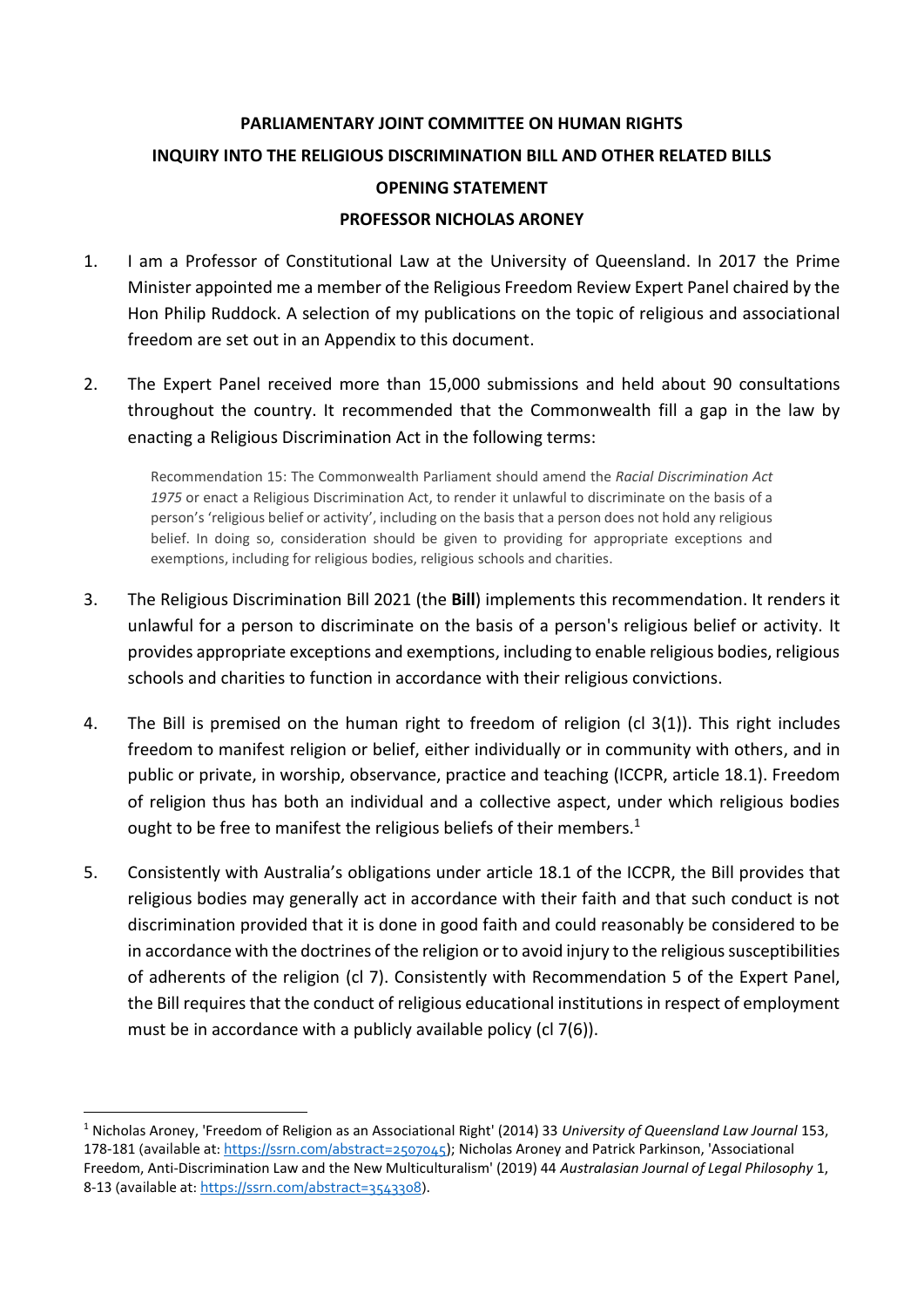# PARLIAMENTARY JOINT COMMITTEE ON HUMAN RIGHTS
# INQUIRY INTO THE RELIGIOUS DISCRIMINATION BILL AND OTHER RELATED BILLS
## OPENING STATEMENT
## PROFESSOR NICHOLAS ARONEY

1. I am a Professor of Constitutional Law at the University of Queensland. In 2017 the Prime Minister appointed me a member of the Religious Freedom Review Expert Panel chaired by the Hon Philip Ruddock. A selection of my publications on the topic of religious and associational freedom are set out in an Appendix to this document.

2. The Expert Panel received more than 15,000 submissions and held about 90 consultations throughout the country. It recommended that the Commonwealth fill a gap in the law by enacting a Religious Discrimination Act in the following terms:

   > Recommendation 15: The Commonwealth Parliament should amend the *Racial Discrimination Act 1975* or enact a Religious Discrimination Act, to render it unlawful to discriminate on the basis of a person's 'religious belief or activity', including on the basis that a person does not hold any religious belief. In doing so, consideration should be given to providing for appropriate exceptions and exemptions, including for religious bodies, religious schools and charities.

3. The Religious Discrimination Bill 2021 (the **Bill**) implements this recommendation. It renders it unlawful for a person to discriminate on the basis of a person's religious belief or activity. It provides appropriate exceptions and exemptions, including to enable religious bodies, religious schools and charities to function in accordance with their religious convictions.

4. The Bill is premised on the human right to freedom of religion (cl 3(1)). This right includes freedom to manifest religion or belief, either individually or in community with others, and in public or private, in worship, observance, practice and teaching (ICCPR, article 18.1). Freedom of religion thus has both an individual and a collective aspect, under which religious bodies ought to be free to manifest the religious beliefs of their members.[1]

5. Consistently with Australia's obligations under article 18.1 of the ICCPR, the Bill provides that religious bodies may generally act in accordance with their faith and that such conduct is not discrimination provided that it is done in good faith and could reasonably be considered to be in accordance with the doctrines of the religion or to avoid injury to the religious susceptibilities of adherents of the religion (cl 7). Consistently with Recommendation 5 of the Expert Panel, the Bill requires that the conduct of religious educational institutions in respect of employment must be in accordance with a publicly available policy (cl 7(6)).

---

[1] Nicholas Aroney, 'Freedom of Religion as an Associational Right' (2014) 33 *University of Queensland Law Journal* 153, 178-181 (available at: https://ssrn.com/abstract=2507045); Nicholas Aroney and Patrick Parkinson, 'Associational Freedom, Anti-Discrimination Law and the New Multiculturalism' (2019) 44 *Australasian Journal of Legal Philosophy* 1, 8-13 (available at: https://ssrn.com/abstract=3543308).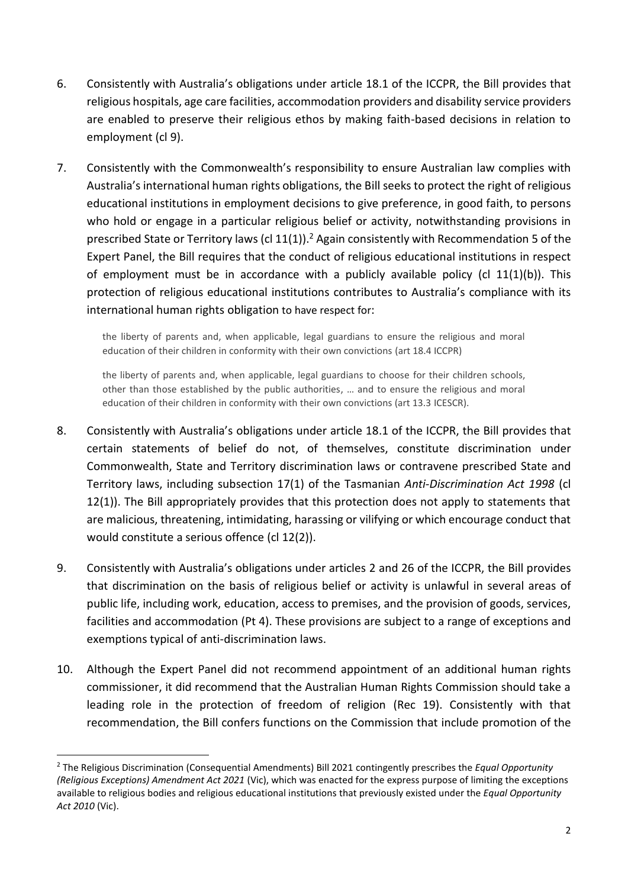6. Consistently with Australia's obligations under article 18.1 of the ICCPR, the Bill provides that religious hospitals, age care facilities, accommodation providers and disability service providers are enabled to preserve their religious ethos by making faith-based decisions in relation to employment (cl 9).

7. Consistently with the Commonwealth's responsibility to ensure Australian law complies with Australia's international human rights obligations, the Bill seeks to protect the right of religious educational institutions in employment decisions to give preference, in good faith, to persons who hold or engage in a particular religious belief or activity, notwithstanding provisions in prescribed State or Territory laws (cl 11(1)).[2] Again consistently with Recommendation 5 of the Expert Panel, the Bill requires that the conduct of religious educational institutions in respect of employment must be in accordance with a publicly available policy (cl 11(1)(b)). This protection of religious educational institutions contributes to Australia's compliance with its international human rights obligation to have respect for:

   > the liberty of parents and, when applicable, legal guardians to ensure the religious and moral education of their children in conformity with their own convictions (art 18.4 ICCPR)
   >
   > the liberty of parents and, when applicable, legal guardians to choose for their children schools, other than those established by the public authorities, … and to ensure the religious and moral education of their children in conformity with their own convictions (art 13.3 ICESCR).

8. Consistently with Australia's obligations under article 18.1 of the ICCPR, the Bill provides that certain statements of belief do not, of themselves, constitute discrimination under Commonwealth, State and Territory discrimination laws or contravene prescribed State and Territory laws, including subsection 17(1) of the Tasmanian *Anti-Discrimination Act 1998* (cl 12(1)). The Bill appropriately provides that this protection does not apply to statements that are malicious, threatening, intimidating, harassing or vilifying or which encourage conduct that would constitute a serious offence (cl 12(2)).

9. Consistently with Australia's obligations under articles 2 and 26 of the ICCPR, the Bill provides that discrimination on the basis of religious belief or activity is unlawful in several areas of public life, including work, education, access to premises, and the provision of goods, services, facilities and accommodation (Pt 4). These provisions are subject to a range of exceptions and exemptions typical of anti-discrimination laws.

10. Although the Expert Panel did not recommend appointment of an additional human rights commissioner, it did recommend that the Australian Human Rights Commission should take a leading role in the protection of freedom of religion (Rec 19). Consistently with that recommendation, the Bill confers functions on the Commission that include promotion of the

---

[2] The Religious Discrimination (Consequential Amendments) Bill 2021 contingently prescribes the *Equal Opportunity (Religious Exceptions) Amendment Act 2021* (Vic), which was enacted for the express purpose of limiting the exceptions available to religious bodies and religious educational institutions that previously existed under the *Equal Opportunity Act 2010* (Vic).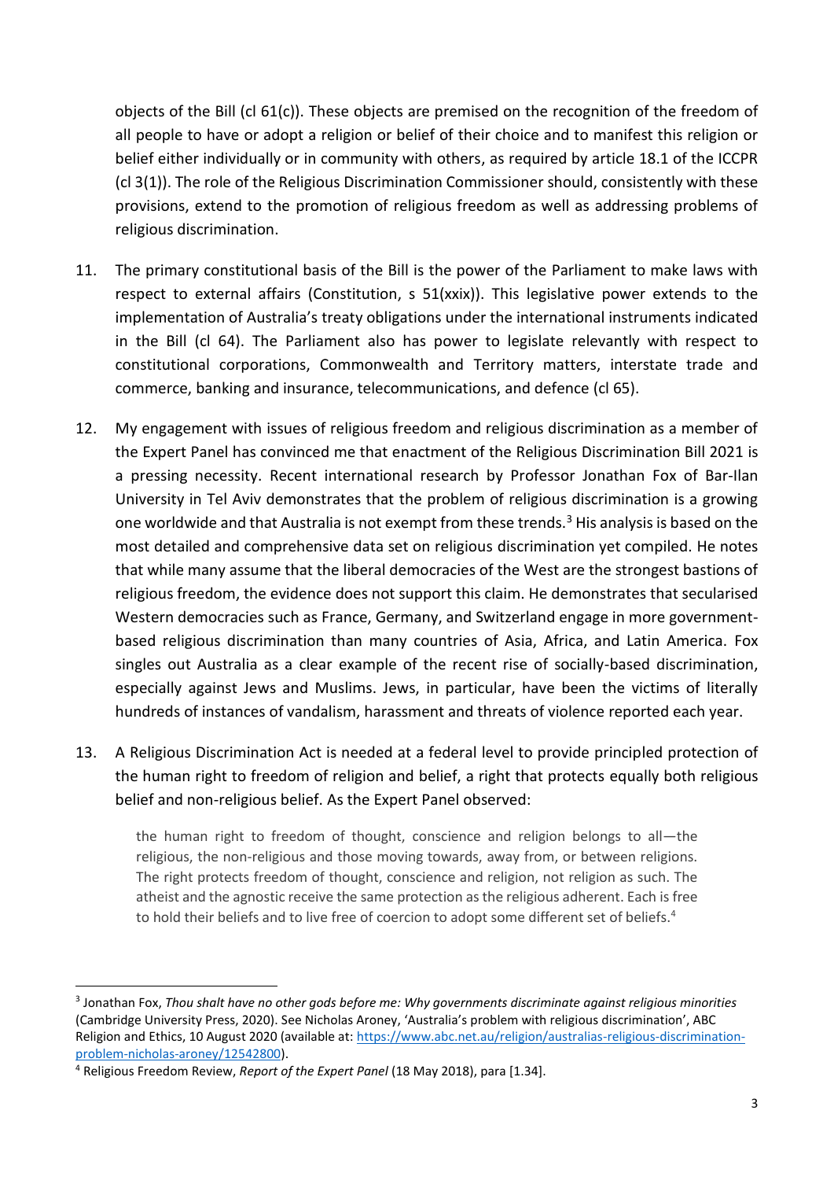objects of the Bill (cl 61(c)). These objects are premised on the recognition of the freedom of all people to have or adopt a religion or belief of their choice and to manifest this religion or belief either individually or in community with others, as required by article 18.1 of the ICCPR (cl 3(1)). The role of the Religious Discrimination Commissioner should, consistently with these provisions, extend to the promotion of religious freedom as well as addressing problems of religious discrimination.

11. The primary constitutional basis of the Bill is the power of the Parliament to make laws with respect to external affairs (Constitution, s 51(xxix)). This legislative power extends to the implementation of Australia's treaty obligations under the international instruments indicated in the Bill (cl 64). The Parliament also has power to legislate relevantly with respect to constitutional corporations, Commonwealth and Territory matters, interstate trade and commerce, banking and insurance, telecommunications, and defence (cl 65).

12. My engagement with issues of religious freedom and religious discrimination as a member of the Expert Panel has convinced me that enactment of the Religious Discrimination Bill 2021 is a pressing necessity. Recent international research by Professor Jonathan Fox of Bar-Ilan University in Tel Aviv demonstrates that the problem of religious discrimination is a growing one worldwide and that Australia is not exempt from these trends.[3] His analysis is based on the most detailed and comprehensive data set on religious discrimination yet compiled. He notes that while many assume that the liberal democracies of the West are the strongest bastions of religious freedom, the evidence does not support this claim. He demonstrates that secularised Western democracies such as France, Germany, and Switzerland engage in more government-based religious discrimination than many countries of Asia, Africa, and Latin America. Fox singles out Australia as a clear example of the recent rise of socially-based discrimination, especially against Jews and Muslims. Jews, in particular, have been the victims of literally hundreds of instances of vandalism, harassment and threats of violence reported each year.

13. A Religious Discrimination Act is needed at a federal level to provide principled protection of the human right to freedom of religion and belief, a right that protects equally both religious belief and non-religious belief. As the Expert Panel observed:

> the human right to freedom of thought, conscience and religion belongs to all—the religious, the non-religious and those moving towards, away from, or between religions. The right protects freedom of thought, conscience and religion, not religion as such. The atheist and the agnostic receive the same protection as the religious adherent. Each is free to hold their beliefs and to live free of coercion to adopt some different set of beliefs.[4]

---

[3] Jonathan Fox, *Thou shalt have no other gods before me: Why governments discriminate against religious minorities* (Cambridge University Press, 2020). See Nicholas Aroney, 'Australia's problem with religious discrimination', ABC Religion and Ethics, 10 August 2020 (available at: https://www.abc.net.au/religion/australias-religious-discrimination-problem-nicholas-aroney/12542800).

[4] Religious Freedom Review, *Report of the Expert Panel* (18 May 2018), para [1.34].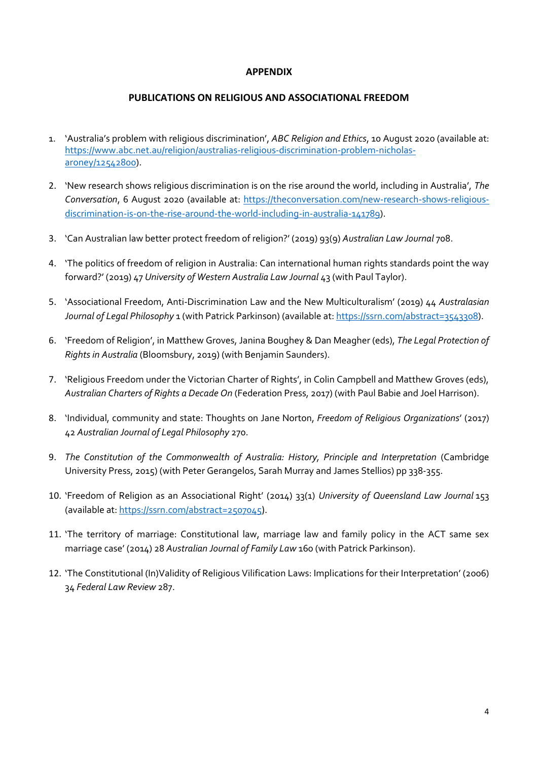**APPENDIX**

**PUBLICATIONS ON RELIGIOUS AND ASSOCIATIONAL FREEDOM**

1. 'Australia's problem with religious discrimination', *ABC Religion and Ethics*, 10 August 2020 (available at: https://www.abc.net.au/religion/australias-religious-discrimination-problem-nicholas-aroney/12542800).

2. 'New research shows religious discrimination is on the rise around the world, including in Australia', *The Conversation*, 6 August 2020 (available at: https://theconversation.com/new-research-shows-religious-discrimination-is-on-the-rise-around-the-world-including-in-australia-141789).

3. 'Can Australian law better protect freedom of religion?' (2019) 93(9) *Australian Law Journal* 708.

4. 'The politics of freedom of religion in Australia: Can international human rights standards point the way forward?' (2019) 47 *University of Western Australia Law Journal* 43 (with Paul Taylor).

5. 'Associational Freedom, Anti-Discrimination Law and the New Multiculturalism' (2019) 44 *Australasian Journal of Legal Philosophy* 1 (with Patrick Parkinson) (available at: https://ssrn.com/abstract=3543308).

6. 'Freedom of Religion', in Matthew Groves, Janina Boughey & Dan Meagher (eds), *The Legal Protection of Rights in Australia* (Bloomsbury, 2019) (with Benjamin Saunders).

7. 'Religious Freedom under the Victorian Charter of Rights', in Colin Campbell and Matthew Groves (eds), *Australian Charters of Rights a Decade On* (Federation Press, 2017) (with Paul Babie and Joel Harrison).

8. 'Individual, community and state: Thoughts on Jane Norton, *Freedom of Religious Organizations*' (2017) 42 *Australian Journal of Legal Philosophy* 270.

9. *The Constitution of the Commonwealth of Australia: History, Principle and Interpretation* (Cambridge University Press, 2015) (with Peter Gerangelos, Sarah Murray and James Stellios) pp 338-355.

10. 'Freedom of Religion as an Associational Right' (2014) 33(1) *University of Queensland Law Journal* 153 (available at: https://ssrn.com/abstract=2507045).

11. 'The territory of marriage: Constitutional law, marriage law and family policy in the ACT same sex marriage case' (2014) 28 *Australian Journal of Family Law* 160 (with Patrick Parkinson).

12. 'The Constitutional (In)Validity of Religious Vilification Laws: Implications for their Interpretation' (2006) 34 *Federal Law Review* 287.